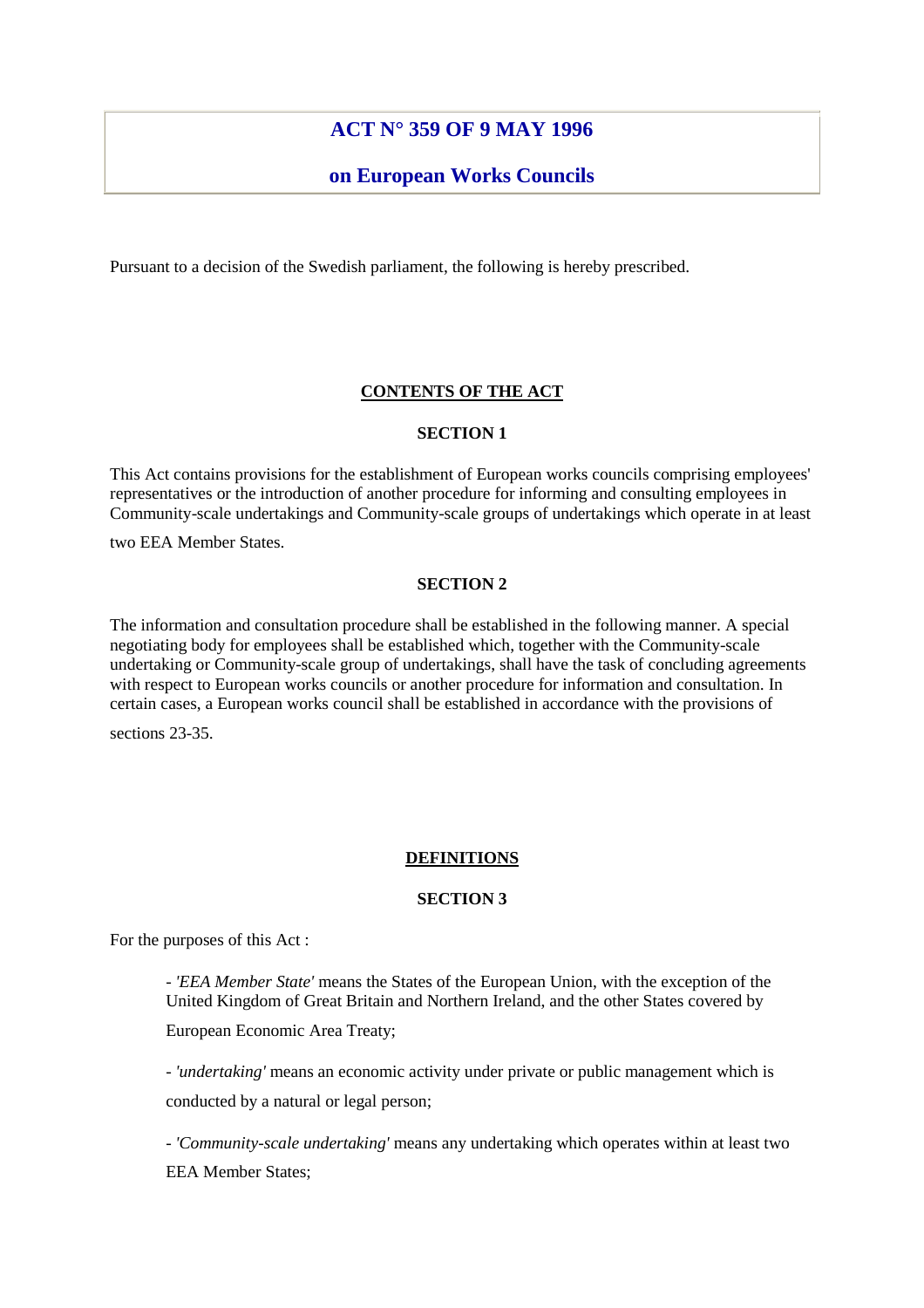# ACT N° 359 OF 9 MAY 1996

## on European Works Councils

Pursuant to a decision of the Swedish parliament, the following is hereby prescribed.

**CONTENTS OF THE ACT**

**SECTION 1**

This Act contains provisions for the establishment of European works councils comprising employees' representatives or the introduction of another procedure for informing and consulting employees in Community-scale undertakings and Community-scale groups of undertakings which operate in at least two EEA Member States.

**SECTION 2**

The information and consultation procedure shall be established in the following manner. A special negotiating body for employees shall be established which, together with the Community-scale undertaking or Community-scale group of undertakings, shall have the task of concluding agreements with respect to European works councils or another procedure for information and consultation. In certain cases, a European works council shall be established in accordance with the provisions of sections 23-35.

**DEFINITIONS**

**SECTION 3**

For the purposes of this Act :

- *'EEA Member State'* means the States of the European Union, with the exception of the United Kingdom of Great Britain and Northern Ireland, and the other States covered by European Economic Area Treaty;
- *'undertaking'* means an economic activity under private or public management which is conducted by a natural or legal person;
- *'Community-scale undertaking'* means any undertaking which operates within at least two EEA Member States;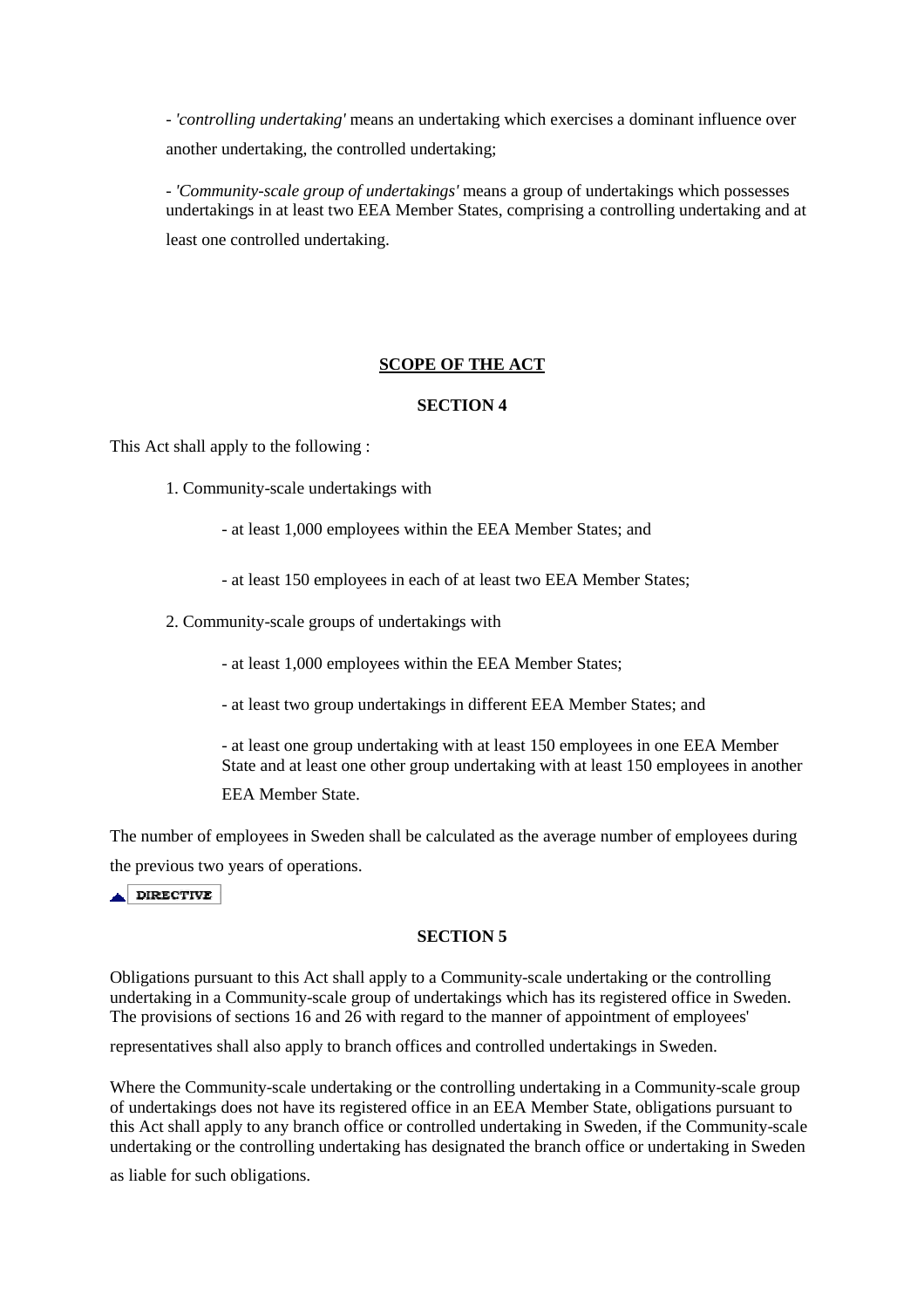- *'controlling undertaking'* means an undertaking which exercises a dominant influence over another undertaking, the controlled undertaking;

- *'Community-scale group of undertakings'* means a group of undertakings which possesses undertakings in at least two EEA Member States, comprising a controlling undertaking and at least one controlled undertaking.

## SCOPE OF THE ACT

### SECTION 4

This Act shall apply to the following :

1. Community-scale undertakings with

    - at least 1,000 employees within the EEA Member States; and

    - at least 150 employees in each of at least two EEA Member States;

2. Community-scale groups of undertakings with

    - at least 1,000 employees within the EEA Member States;

    - at least two group undertakings in different EEA Member States; and

    - at least one group undertaking with at least 150 employees in one EEA Member State and at least one other group undertaking with at least 150 employees in another EEA Member State.

The number of employees in Sweden shall be calculated as the average number of employees during the previous two years of operations.

DIRECTIVE

### SECTION 5

Obligations pursuant to this Act shall apply to a Community-scale undertaking or the controlling undertaking in a Community-scale group of undertakings which has its registered office in Sweden. The provisions of sections 16 and 26 with regard to the manner of appointment of employees' representatives shall also apply to branch offices and controlled undertakings in Sweden.

Where the Community-scale undertaking or the controlling undertaking in a Community-scale group of undertakings does not have its registered office in an EEA Member State, obligations pursuant to this Act shall apply to any branch office or controlled undertaking in Sweden, if the Community-scale undertaking or the controlling undertaking has designated the branch office or undertaking in Sweden as liable for such obligations.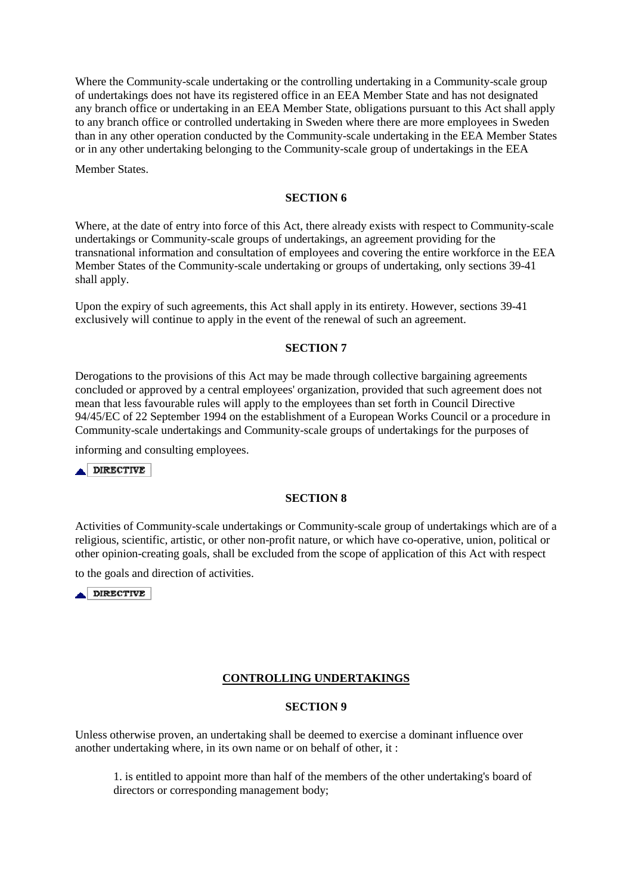Where the Community-scale undertaking or the controlling undertaking in a Community-scale group of undertakings does not have its registered office in an EEA Member State and has not designated any branch office or undertaking in an EEA Member State, obligations pursuant to this Act shall apply to any branch office or controlled undertaking in Sweden where there are more employees in Sweden than in any other operation conducted by the Community-scale undertaking in the EEA Member States or in any other undertaking belonging to the Community-scale group of undertakings in the EEA Member States.

**SECTION 6**

Where, at the date of entry into force of this Act, there already exists with respect to Community-scale undertakings or Community-scale groups of undertakings, an agreement providing for the transnational information and consultation of employees and covering the entire workforce in the EEA Member States of the Community-scale undertaking or groups of undertaking, only sections 39-41 shall apply.

Upon the expiry of such agreements, this Act shall apply in its entirety. However, sections 39-41 exclusively will continue to apply in the event of the renewal of such an agreement.

**SECTION 7**

Derogations to the provisions of this Act may be made through collective bargaining agreements concluded or approved by a central employees' organization, provided that such agreement does not mean that less favourable rules will apply to the employees than set forth in Council Directive 94/45/EC of 22 September 1994 on the establishment of a European Works Council or a procedure in Community-scale undertakings and Community-scale groups of undertakings for the purposes of informing and consulting employees.

DIRECTIVE

**SECTION 8**

Activities of Community-scale undertakings or Community-scale group of undertakings which are of a religious, scientific, artistic, or other non-profit nature, or which have co-operative, union, political or other opinion-creating goals, shall be excluded from the scope of application of this Act with respect to the goals and direction of activities.

DIRECTIVE

**CONTROLLING UNDERTAKINGS**

**SECTION 9**

Unless otherwise proven, an undertaking shall be deemed to exercise a dominant influence over another undertaking where, in its own name or on behalf of other, it :

1. is entitled to appoint more than half of the members of the other undertaking's board of directors or corresponding management body;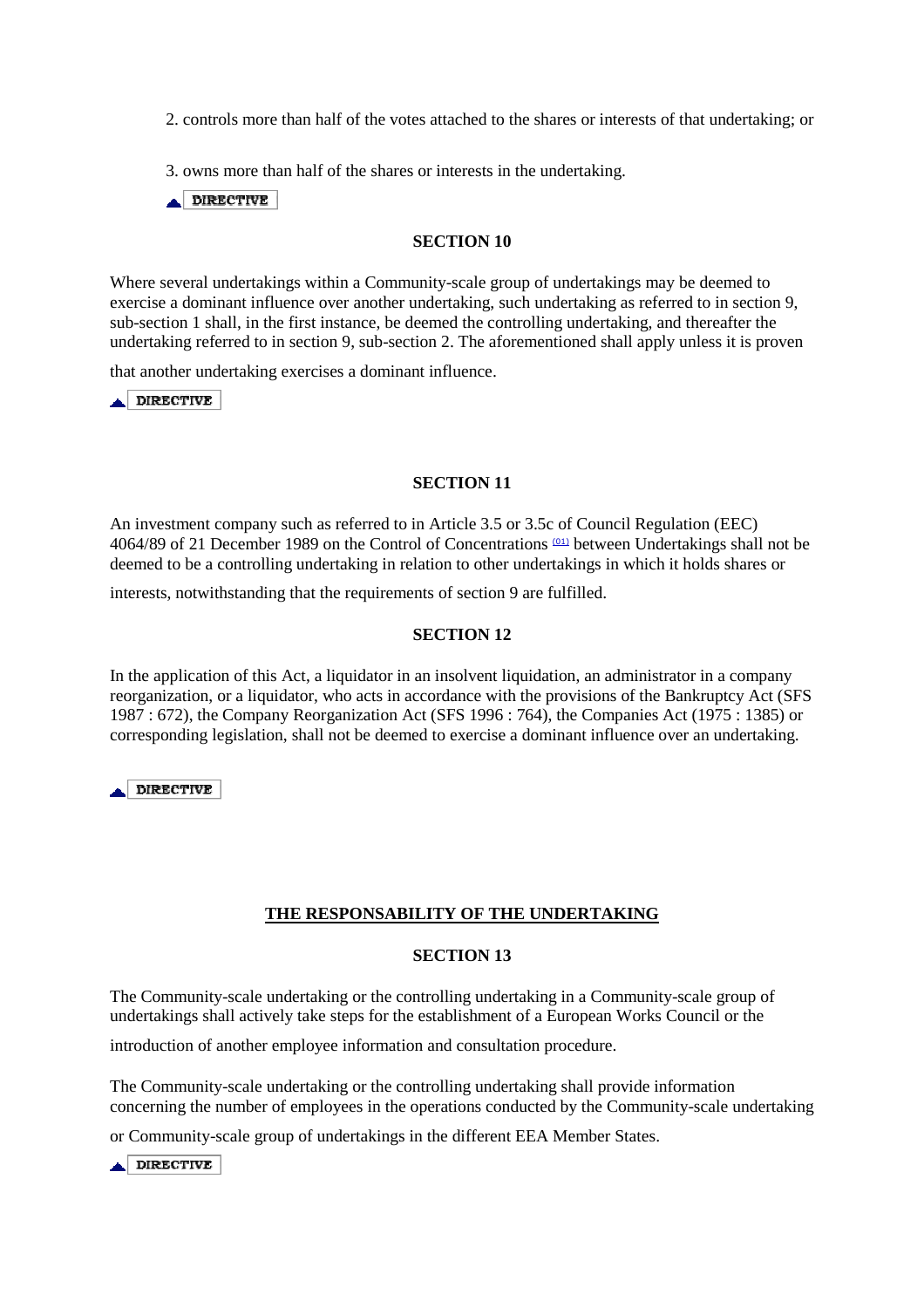2. controls more than half of the votes attached to the shares or interests of that undertaking; or

3. owns more than half of the shares or interests in the undertaking.

DIRECTIVE

**SECTION 10**

Where several undertakings within a Community-scale group of undertakings may be deemed to exercise a dominant influence over another undertaking, such undertaking as referred to in section 9, sub-section 1 shall, in the first instance, be deemed the controlling undertaking, and thereafter the undertaking referred to in section 9, sub-section 2. The aforementioned shall apply unless it is proven that another undertaking exercises a dominant influence.

DIRECTIVE

**SECTION 11**

An investment company such as referred to in Article 3.5 or 3.5c of Council Regulation (EEC) 4064/89 of 21 December 1989 on the Control of Concentrations [01] between Undertakings shall not be deemed to be a controlling undertaking in relation to other undertakings in which it holds shares or interests, notwithstanding that the requirements of section 9 are fulfilled.

**SECTION 12**

In the application of this Act, a liquidator in an insolvent liquidation, an administrator in a company reorganization, or a liquidator, who acts in accordance with the provisions of the Bankruptcy Act (SFS 1987 : 672), the Company Reorganization Act (SFS 1996 : 764), the Companies Act (1975 : 1385) or corresponding legislation, shall not be deemed to exercise a dominant influence over an undertaking.

DIRECTIVE

## THE RESPONSABILITY OF THE UNDERTAKING

**SECTION 13**

The Community-scale undertaking or the controlling undertaking in a Community-scale group of undertakings shall actively take steps for the establishment of a European Works Council or the introduction of another employee information and consultation procedure.

The Community-scale undertaking or the controlling undertaking shall provide information concerning the number of employees in the operations conducted by the Community-scale undertaking or Community-scale group of undertakings in the different EEA Member States.

DIRECTIVE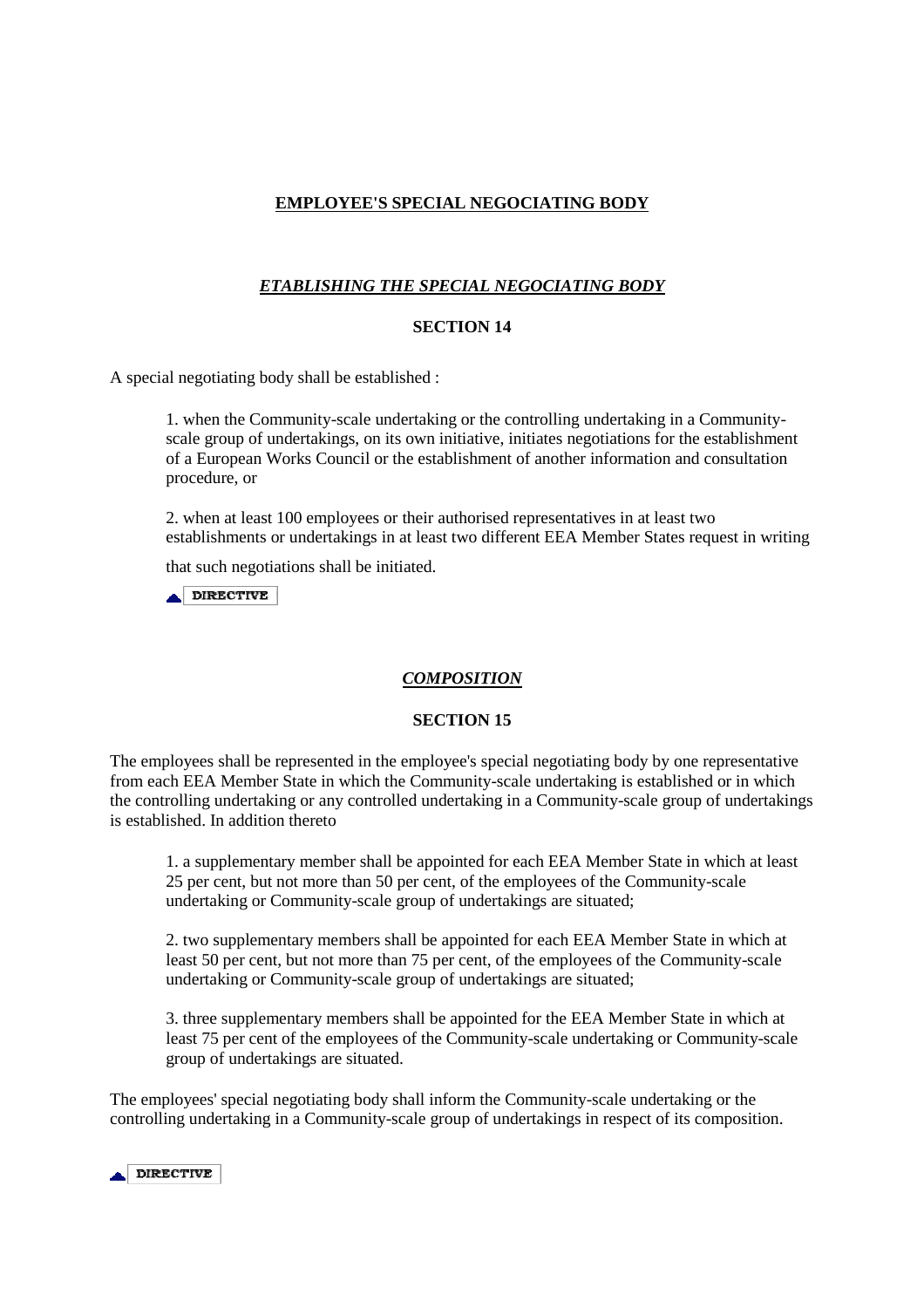**EMPLOYEE'S SPECIAL NEGOCIATING BODY**

***ETABLISHING THE SPECIAL NEGOCIATING BODY***

**SECTION 14**

A special negotiating body shall be established :

1. when the Community-scale undertaking or the controlling undertaking in a Community-scale group of undertakings, on its own initiative, initiates negotiations for the establishment of a European Works Council or the establishment of another information and consultation procedure, or

2. when at least 100 employees or their authorised representatives in at least two establishments or undertakings in at least two different EEA Member States request in writing that such negotiations shall be initiated.

DIRECTIVE

***COMPOSITION***

**SECTION 15**

The employees shall be represented in the employee's special negotiating body by one representative from each EEA Member State in which the Community-scale undertaking is established or in which the controlling undertaking or any controlled undertaking in a Community-scale group of undertakings is established. In addition thereto

1. a supplementary member shall be appointed for each EEA Member State in which at least 25 per cent, but not more than 50 per cent, of the employees of the Community-scale undertaking or Community-scale group of undertakings are situated;

2. two supplementary members shall be appointed for each EEA Member State in which at least 50 per cent, but not more than 75 per cent, of the employees of the Community-scale undertaking or Community-scale group of undertakings are situated;

3. three supplementary members shall be appointed for the EEA Member State in which at least 75 per cent of the employees of the Community-scale undertaking or Community-scale group of undertakings are situated.

The employees' special negotiating body shall inform the Community-scale undertaking or the controlling undertaking in a Community-scale group of undertakings in respect of its composition.

DIRECTIVE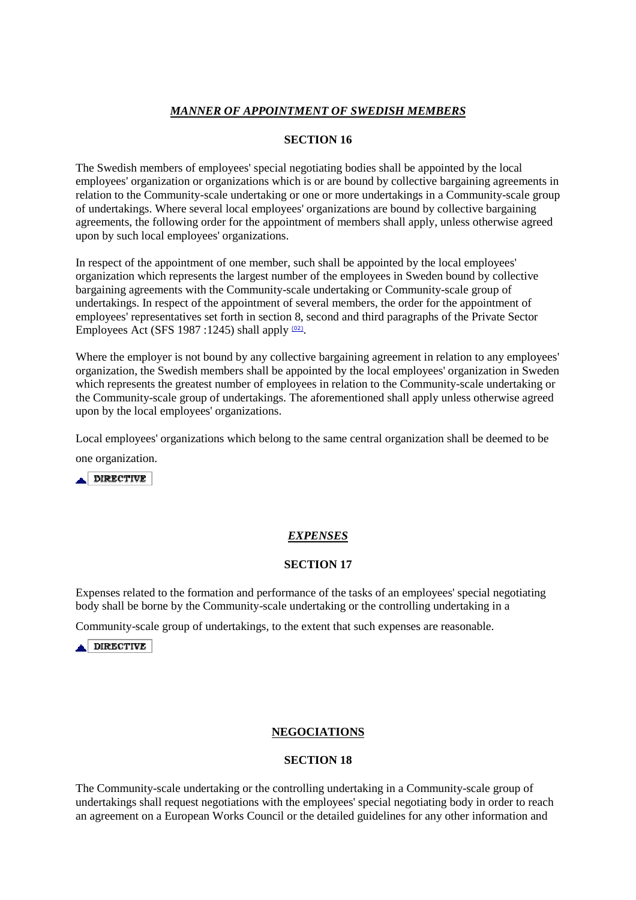***MANNER OF APPOINTMENT OF SWEDISH MEMBERS***

**SECTION 16**

The Swedish members of employees' special negotiating bodies shall be appointed by the local employees' organization or organizations which is or are bound by collective bargaining agreements in relation to the Community-scale undertaking or one or more undertakings in a Community-scale group of undertakings. Where several local employees' organizations are bound by collective bargaining agreements, the following order for the appointment of members shall apply, unless otherwise agreed upon by such local employees' organizations.

In respect of the appointment of one member, such shall be appointed by the local employees' organization which represents the largest number of the employees in Sweden bound by collective bargaining agreements with the Community-scale undertaking or Community-scale group of undertakings. In respect of the appointment of several members, the order for the appointment of employees' representatives set forth in section 8, second and third paragraphs of the Private Sector Employees Act (SFS 1987 :1245) shall apply [(02)].

Where the employer is not bound by any collective bargaining agreement in relation to any employees' organization, the Swedish members shall be appointed by the local employees' organization in Sweden which represents the greatest number of employees in relation to the Community-scale undertaking or the Community-scale group of undertakings. The aforementioned shall apply unless otherwise agreed upon by the local employees' organizations.

Local employees' organizations which belong to the same central organization shall be deemed to be one organization.

DIRECTIVE

***EXPENSES***

**SECTION 17**

Expenses related to the formation and performance of the tasks of an employees' special negotiating body shall be borne by the Community-scale undertaking or the controlling undertaking in a Community-scale group of undertakings, to the extent that such expenses are reasonable.

DIRECTIVE

**NEGOCIATIONS**

**SECTION 18**

The Community-scale undertaking or the controlling undertaking in a Community-scale group of undertakings shall request negotiations with the employees' special negotiating body in order to reach an agreement on a European Works Council or the detailed guidelines for any other information and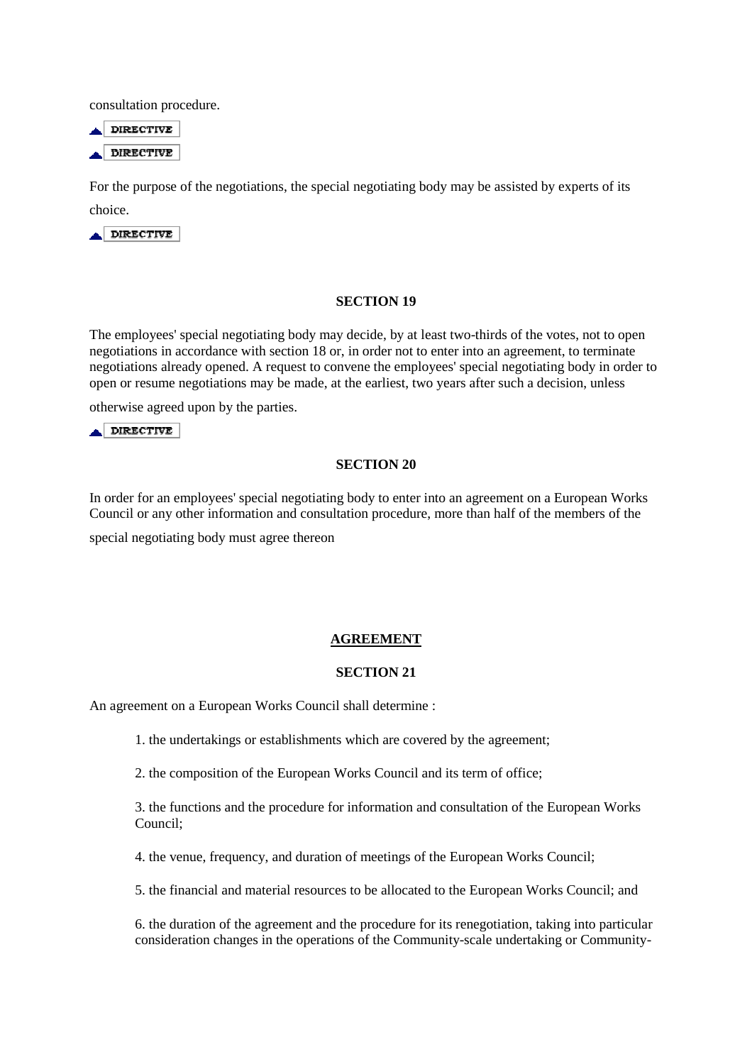consultation procedure.

▲ DIRECTIVE

▲ DIRECTIVE

For the purpose of the negotiations, the special negotiating body may be assisted by experts of its choice.

▲ DIRECTIVE

**SECTION 19**

The employees' special negotiating body may decide, by at least two-thirds of the votes, not to open negotiations in accordance with section 18 or, in order not to enter into an agreement, to terminate negotiations already opened. A request to convene the employees' special negotiating body in order to open or resume negotiations may be made, at the earliest, two years after such a decision, unless otherwise agreed upon by the parties.

▲ DIRECTIVE

**SECTION 20**

In order for an employees' special negotiating body to enter into an agreement on a European Works Council or any other information and consultation procedure, more than half of the members of the special negotiating body must agree thereon

**AGREEMENT**

**SECTION 21**

An agreement on a European Works Council shall determine :

1. the undertakings or establishments which are covered by the agreement;
2. the composition of the European Works Council and its term of office;
3. the functions and the procedure for information and consultation of the European Works Council;
4. the venue, frequency, and duration of meetings of the European Works Council;
5. the financial and material resources to be allocated to the European Works Council; and
6. the duration of the agreement and the procedure for its renegotiation, taking into particular consideration changes in the operations of the Community-scale undertaking or Community-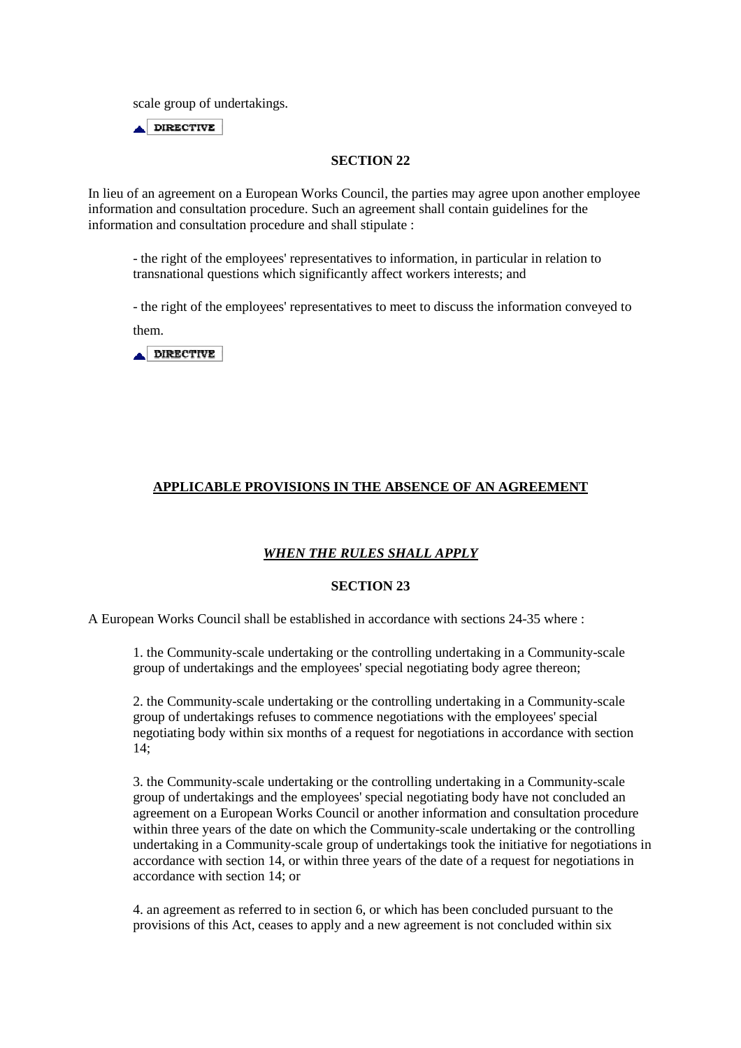scale group of undertakings.

DIRECTIVE

**SECTION 22**

In lieu of an agreement on a European Works Council, the parties may agree upon another employee information and consultation procedure. Such an agreement shall contain guidelines for the information and consultation procedure and shall stipulate :

- the right of the employees' representatives to information, in particular in relation to transnational questions which significantly affect workers interests; and

- the right of the employees' representatives to meet to discuss the information conveyed to them.

DIRECTIVE

## APPLICABLE PROVISIONS IN THE ABSENCE OF AN AGREEMENT

### *WHEN THE RULES SHALL APPLY*

**SECTION 23**

A European Works Council shall be established in accordance with sections 24-35 where :

1. the Community-scale undertaking or the controlling undertaking in a Community-scale group of undertakings and the employees' special negotiating body agree thereon;

2. the Community-scale undertaking or the controlling undertaking in a Community-scale group of undertakings refuses to commence negotiations with the employees' special negotiating body within six months of a request for negotiations in accordance with section 14;

3. the Community-scale undertaking or the controlling undertaking in a Community-scale group of undertakings and the employees' special negotiating body have not concluded an agreement on a European Works Council or another information and consultation procedure within three years of the date on which the Community-scale undertaking or the controlling undertaking in a Community-scale group of undertakings took the initiative for negotiations in accordance with section 14, or within three years of the date of a request for negotiations in accordance with section 14; or

4. an agreement as referred to in section 6, or which has been concluded pursuant to the provisions of this Act, ceases to apply and a new agreement is not concluded within six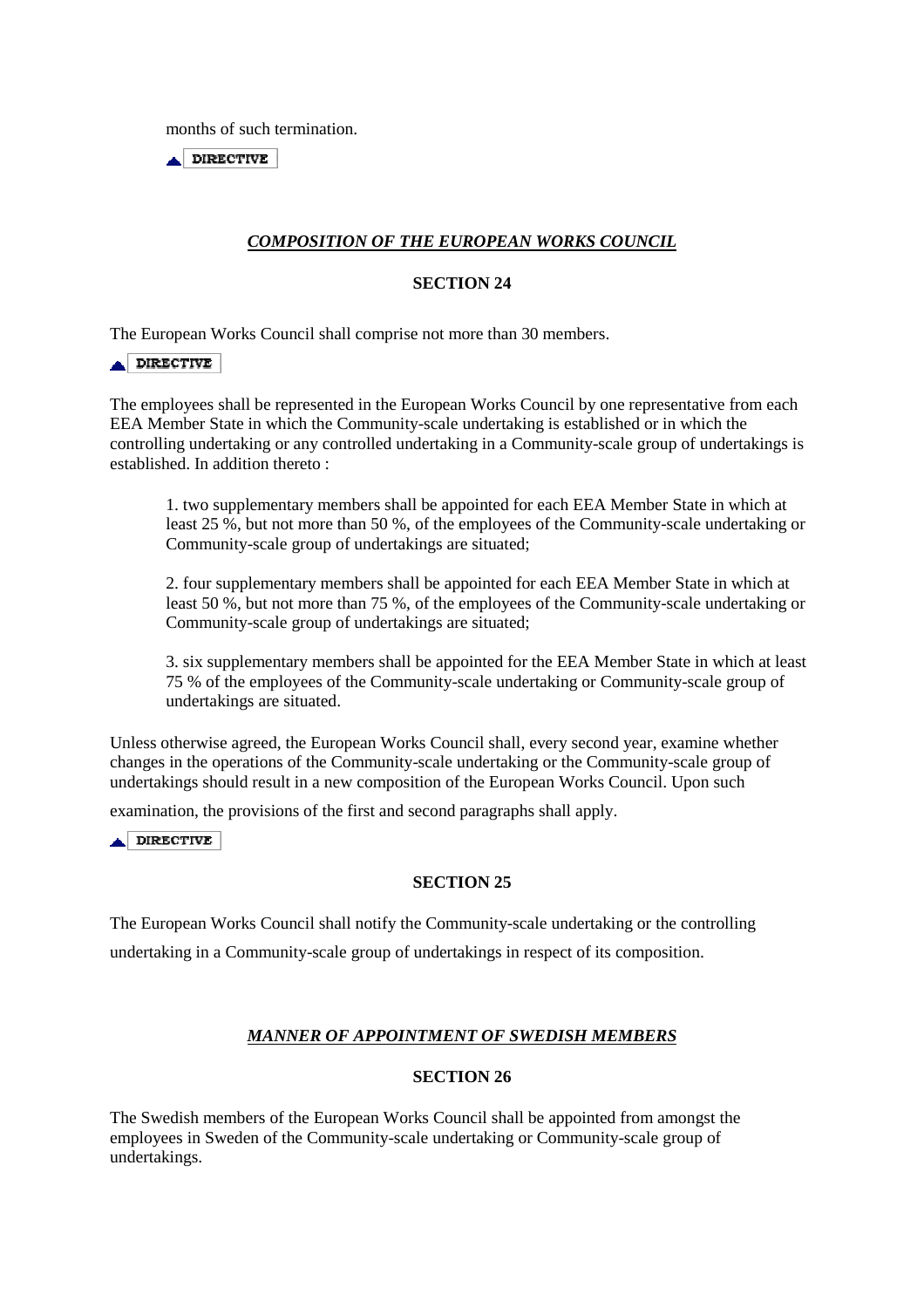months of such termination.

DIRECTIVE

## *COMPOSITION OF THE EUROPEAN WORKS COUNCIL*

### SECTION 24

The European Works Council shall comprise not more than 30 members.

DIRECTIVE

The employees shall be represented in the European Works Council by one representative from each EEA Member State in which the Community-scale undertaking is established or in which the controlling undertaking or any controlled undertaking in a Community-scale group of undertakings is established. In addition thereto :

1. two supplementary members shall be appointed for each EEA Member State in which at least 25 %, but not more than 50 %, of the employees of the Community-scale undertaking or Community-scale group of undertakings are situated;

2. four supplementary members shall be appointed for each EEA Member State in which at least 50 %, but not more than 75 %, of the employees of the Community-scale undertaking or Community-scale group of undertakings are situated;

3. six supplementary members shall be appointed for the EEA Member State in which at least 75 % of the employees of the Community-scale undertaking or Community-scale group of undertakings are situated.

Unless otherwise agreed, the European Works Council shall, every second year, examine whether changes in the operations of the Community-scale undertaking or the Community-scale group of undertakings should result in a new composition of the European Works Council. Upon such examination, the provisions of the first and second paragraphs shall apply.

DIRECTIVE

### SECTION 25

The European Works Council shall notify the Community-scale undertaking or the controlling undertaking in a Community-scale group of undertakings in respect of its composition.

## *MANNER OF APPOINTMENT OF SWEDISH MEMBERS*

### SECTION 26

The Swedish members of the European Works Council shall be appointed from amongst the employees in Sweden of the Community-scale undertaking or Community-scale group of undertakings.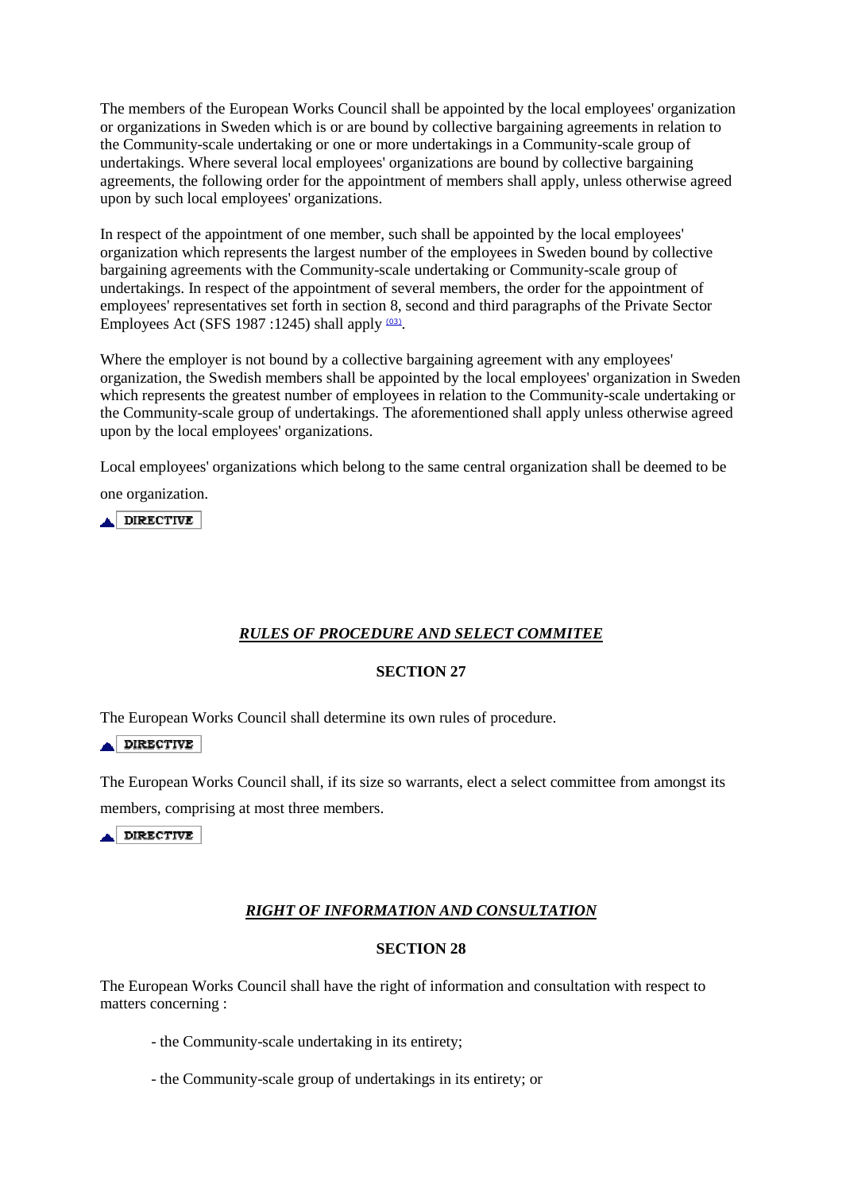The members of the European Works Council shall be appointed by the local employees' organization or organizations in Sweden which is or are bound by collective bargaining agreements in relation to the Community-scale undertaking or one or more undertakings in a Community-scale group of undertakings. Where several local employees' organizations are bound by collective bargaining agreements, the following order for the appointment of members shall apply, unless otherwise agreed upon by such local employees' organizations.

In respect of the appointment of one member, such shall be appointed by the local employees' organization which represents the largest number of the employees in Sweden bound by collective bargaining agreements with the Community-scale undertaking or Community-scale group of undertakings. In respect of the appointment of several members, the order for the appointment of employees' representatives set forth in section 8, second and third paragraphs of the Private Sector Employees Act (SFS 1987 :1245) shall apply [(03)].

Where the employer is not bound by a collective bargaining agreement with any employees' organization, the Swedish members shall be appointed by the local employees' organization in Sweden which represents the greatest number of employees in relation to the Community-scale undertaking or the Community-scale group of undertakings. The aforementioned shall apply unless otherwise agreed upon by the local employees' organizations.

Local employees' organizations which belong to the same central organization shall be deemed to be one organization.

DIRECTIVE

## *RULES OF PROCEDURE AND SELECT COMMITEE*

### SECTION 27

The European Works Council shall determine its own rules of procedure.

DIRECTIVE

The European Works Council shall, if its size so warrants, elect a select committee from amongst its members, comprising at most three members.

DIRECTIVE

## *RIGHT OF INFORMATION AND CONSULTATION*

### SECTION 28

The European Works Council shall have the right of information and consultation with respect to matters concerning :

- the Community-scale undertaking in its entirety;
- the Community-scale group of undertakings in its entirety; or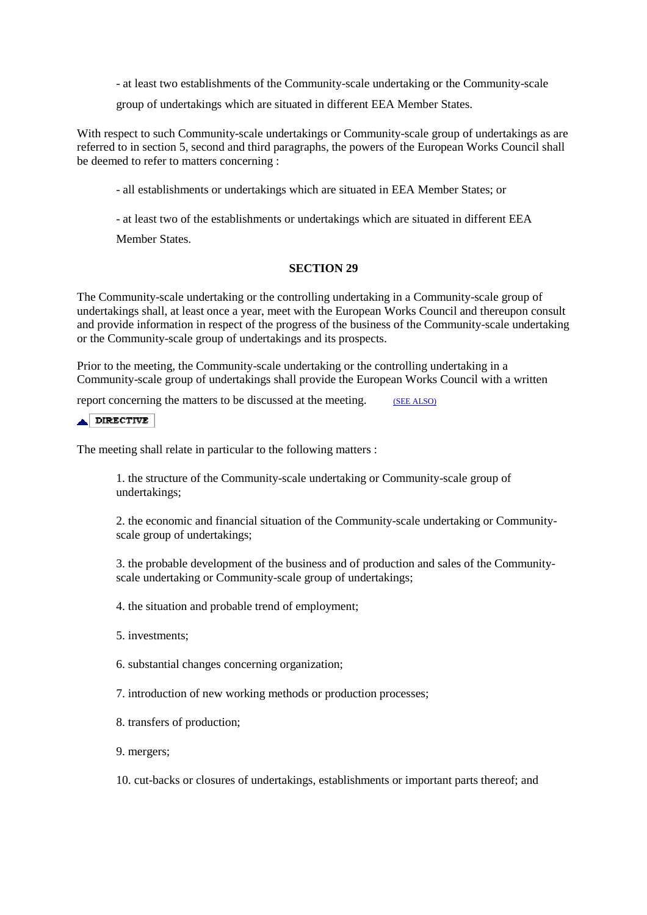- at least two establishments of the Community-scale undertaking or the Community-scale group of undertakings which are situated in different EEA Member States.

With respect to such Community-scale undertakings or Community-scale group of undertakings as are referred to in section 5, second and third paragraphs, the powers of the European Works Council shall be deemed to refer to matters concerning :

- all establishments or undertakings which are situated in EEA Member States; or

- at least two of the establishments or undertakings which are situated in different EEA Member States.

## SECTION 29

The Community-scale undertaking or the controlling undertaking in a Community-scale group of undertakings shall, at least once a year, meet with the European Works Council and thereupon consult and provide information in respect of the progress of the business of the Community-scale undertaking or the Community-scale group of undertakings and its prospects.

Prior to the meeting, the Community-scale undertaking or the controlling undertaking in a Community-scale group of undertakings shall provide the European Works Council with a written report concerning the matters to be discussed at the meeting. (SEE ALSO)

DIRECTIVE

The meeting shall relate in particular to the following matters :

1. the structure of the Community-scale undertaking or Community-scale group of undertakings;

2. the economic and financial situation of the Community-scale undertaking or Community-scale group of undertakings;

3. the probable development of the business and of production and sales of the Community-scale undertaking or Community-scale group of undertakings;

4. the situation and probable trend of employment;

5. investments;

6. substantial changes concerning organization;

7. introduction of new working methods or production processes;

8. transfers of production;

9. mergers;

10. cut-backs or closures of undertakings, establishments or important parts thereof; and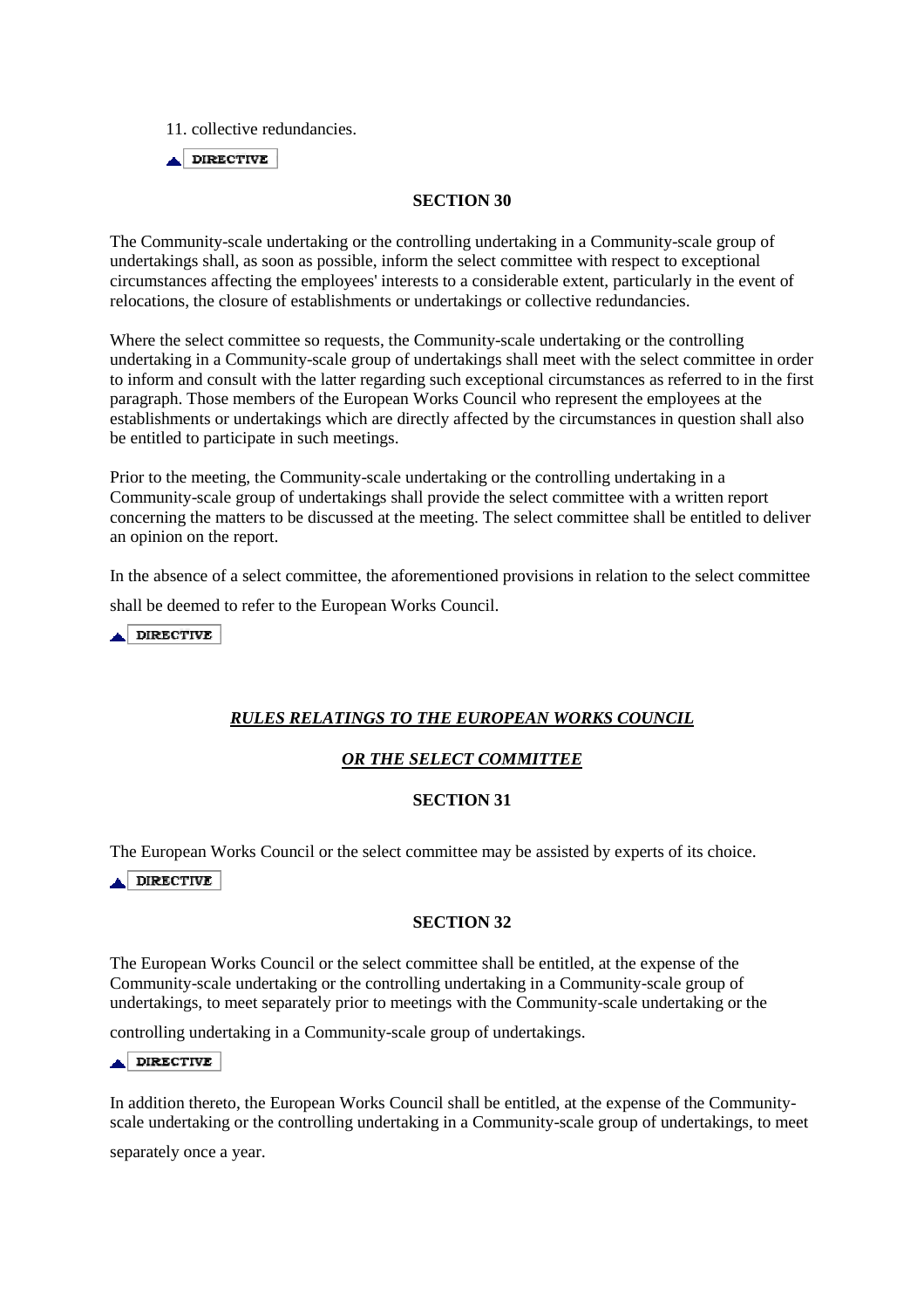11. collective redundancies.

DIRECTIVE

**SECTION 30**

The Community-scale undertaking or the controlling undertaking in a Community-scale group of undertakings shall, as soon as possible, inform the select committee with respect to exceptional circumstances affecting the employees' interests to a considerable extent, particularly in the event of relocations, the closure of establishments or undertakings or collective redundancies.

Where the select committee so requests, the Community-scale undertaking or the controlling undertaking in a Community-scale group of undertakings shall meet with the select committee in order to inform and consult with the latter regarding such exceptional circumstances as referred to in the first paragraph. Those members of the European Works Council who represent the employees at the establishments or undertakings which are directly affected by the circumstances in question shall also be entitled to participate in such meetings.

Prior to the meeting, the Community-scale undertaking or the controlling undertaking in a Community-scale group of undertakings shall provide the select committee with a written report concerning the matters to be discussed at the meeting. The select committee shall be entitled to deliver an opinion on the report.

In the absence of a select committee, the aforementioned provisions in relation to the select committee shall be deemed to refer to the European Works Council.

DIRECTIVE

***RULES RELATINGS TO THE EUROPEAN WORKS COUNCIL***

***OR THE SELECT COMMITTEE***

**SECTION 31**

The European Works Council or the select committee may be assisted by experts of its choice.

DIRECTIVE

**SECTION 32**

The European Works Council or the select committee shall be entitled, at the expense of the Community-scale undertaking or the controlling undertaking in a Community-scale group of undertakings, to meet separately prior to meetings with the Community-scale undertaking or the controlling undertaking in a Community-scale group of undertakings.

DIRECTIVE

In addition thereto, the European Works Council shall be entitled, at the expense of the Community-scale undertaking or the controlling undertaking in a Community-scale group of undertakings, to meet separately once a year.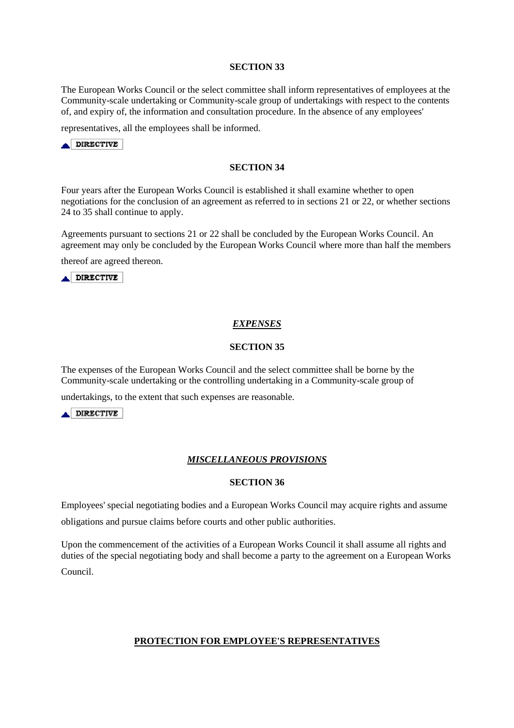**SECTION 33**

The European Works Council or the select committee shall inform representatives of employees at the Community-scale undertaking or Community-scale group of undertakings with respect to the contents of, and expiry of, the information and consultation procedure. In the absence of any employees' representatives, all the employees shall be informed.

DIRECTIVE

**SECTION 34**

Four years after the European Works Council is established it shall examine whether to open negotiations for the conclusion of an agreement as referred to in sections 21 or 22, or whether sections 24 to 35 shall continue to apply.

Agreements pursuant to sections 21 or 22 shall be concluded by the European Works Council. An agreement may only be concluded by the European Works Council where more than half the members thereof are agreed thereon.

DIRECTIVE

***EXPENSES***

**SECTION 35**

The expenses of the European Works Council and the select committee shall be borne by the Community-scale undertaking or the controlling undertaking in a Community-scale group of undertakings, to the extent that such expenses are reasonable.

DIRECTIVE

***MISCELLANEOUS PROVISIONS***

**SECTION 36**

Employees' special negotiating bodies and a European Works Council may acquire rights and assume obligations and pursue claims before courts and other public authorities.

Upon the commencement of the activities of a European Works Council it shall assume all rights and duties of the special negotiating body and shall become a party to the agreement on a European Works Council.

**PROTECTION FOR EMPLOYEE'S REPRESENTATIVES**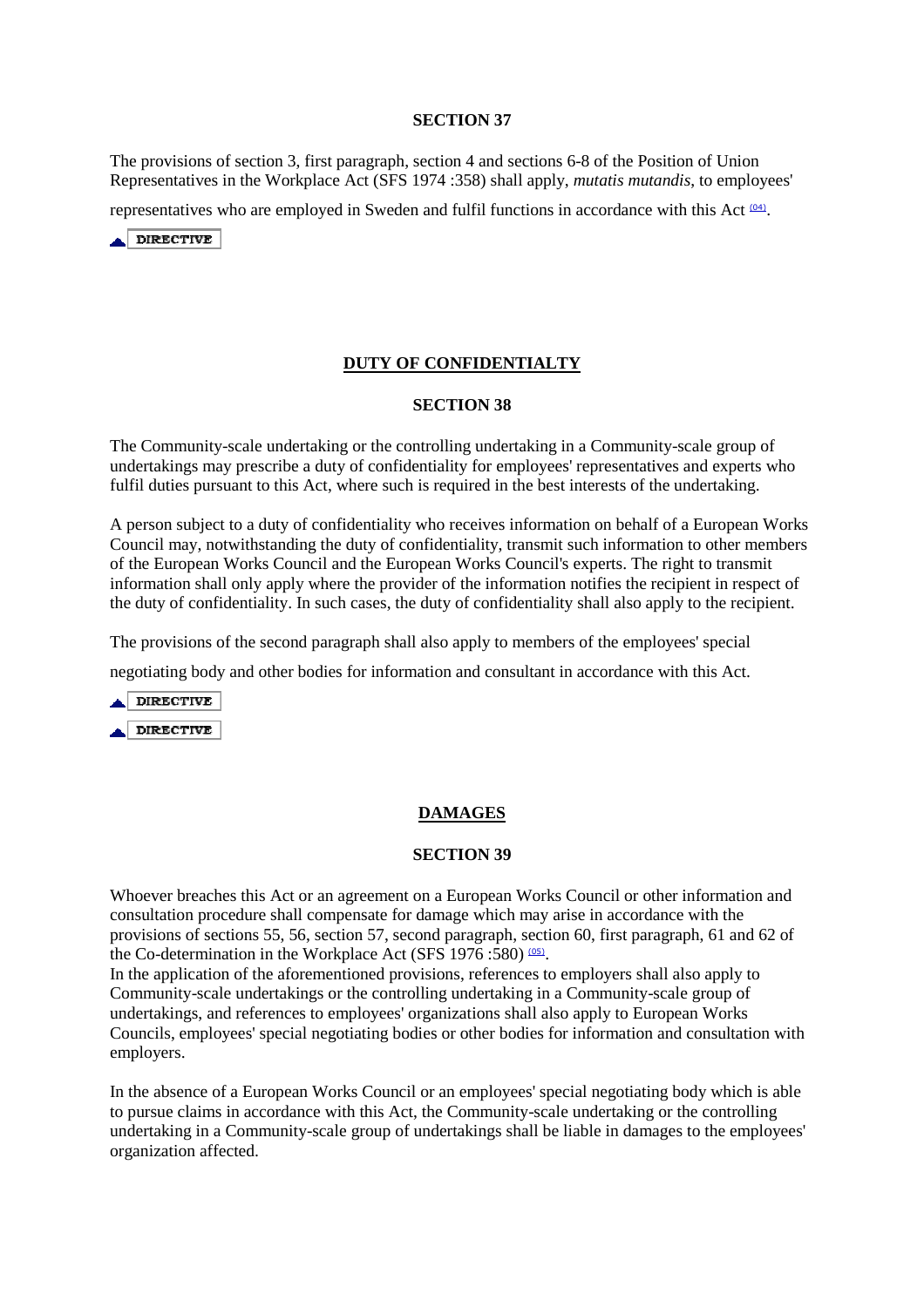**SECTION 37**

The provisions of section 3, first paragraph, section 4 and sections 6-8 of the Position of Union Representatives in the Workplace Act (SFS 1974 :358) shall apply, *mutatis mutandis*, to employees' representatives who are employed in Sweden and fulfil functions in accordance with this Act [(04)].

DIRECTIVE

## DUTY OF CONFIDENTIALTY

**SECTION 38**

The Community-scale undertaking or the controlling undertaking in a Community-scale group of undertakings may prescribe a duty of confidentiality for employees' representatives and experts who fulfil duties pursuant to this Act, where such is required in the best interests of the undertaking.

A person subject to a duty of confidentiality who receives information on behalf of a European Works Council may, notwithstanding the duty of confidentiality, transmit such information to other members of the European Works Council and the European Works Council's experts. The right to transmit information shall only apply where the provider of the information notifies the recipient in respect of the duty of confidentiality. In such cases, the duty of confidentiality shall also apply to the recipient.

The provisions of the second paragraph shall also apply to members of the employees' special negotiating body and other bodies for information and consultant in accordance with this Act.

DIRECTIVE

DIRECTIVE

## DAMAGES

**SECTION 39**

Whoever breaches this Act or an agreement on a European Works Council or other information and consultation procedure shall compensate for damage which may arise in accordance with the provisions of sections 55, 56, section 57, second paragraph, section 60, first paragraph, 61 and 62 of the Co-determination in the Workplace Act (SFS 1976 :580) [(05)].
In the application of the aforementioned provisions, references to employers shall also apply to Community-scale undertakings or the controlling undertaking in a Community-scale group of undertakings, and references to employees' organizations shall also apply to European Works Councils, employees' special negotiating bodies or other bodies for information and consultation with employers.

In the absence of a European Works Council or an employees' special negotiating body which is able to pursue claims in accordance with this Act, the Community-scale undertaking or the controlling undertaking in a Community-scale group of undertakings shall be liable in damages to the employees' organization affected.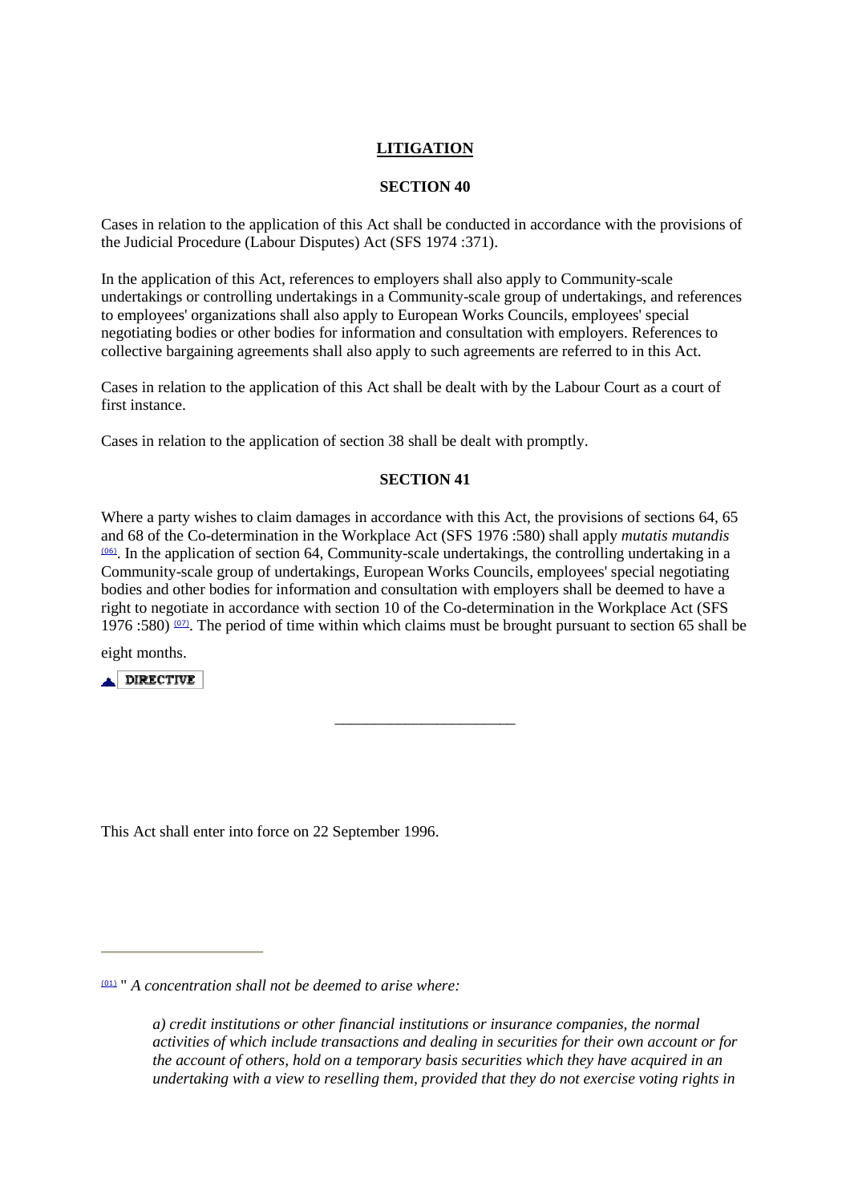## LITIGATION

### SECTION 40

Cases in relation to the application of this Act shall be conducted in accordance with the provisions of the Judicial Procedure (Labour Disputes) Act (SFS 1974 :371).

In the application of this Act, references to employers shall also apply to Community-scale undertakings or controlling undertakings in a Community-scale group of undertakings, and references to employees' organizations shall also apply to European Works Councils, employees' special negotiating bodies or other bodies for information and consultation with employers. References to collective bargaining agreements shall also apply to such agreements are referred to in this Act.

Cases in relation to the application of this Act shall be dealt with by the Labour Court as a court of first instance.

Cases in relation to the application of section 38 shall be dealt with promptly.

### SECTION 41

Where a party wishes to claim damages in accordance with this Act, the provisions of sections 64, 65 and 68 of the Co-determination in the Workplace Act (SFS 1976 :580) shall apply *mutatis mutandis* [(06)]. In the application of section 64, Community-scale undertakings, the controlling undertaking in a Community-scale group of undertakings, European Works Councils, employees' special negotiating bodies and other bodies for information and consultation with employers shall be deemed to have a right to negotiate in accordance with section 10 of the Co-determination in the Workplace Act (SFS 1976 :580) [(07)]. The period of time within which claims must be brought pursuant to section 65 shall be eight months.

DIRECTIVE

---

This Act shall enter into force on 22 September 1996.

---

[(01)] " *A concentration shall not be deemed to arise where:*

> *a) credit institutions or other financial institutions or insurance companies, the normal activities of which include transactions and dealing in securities for their own account or for the account of others, hold on a temporary basis securities which they have acquired in an undertaking with a view to reselling them, provided that they do not exercise voting rights in*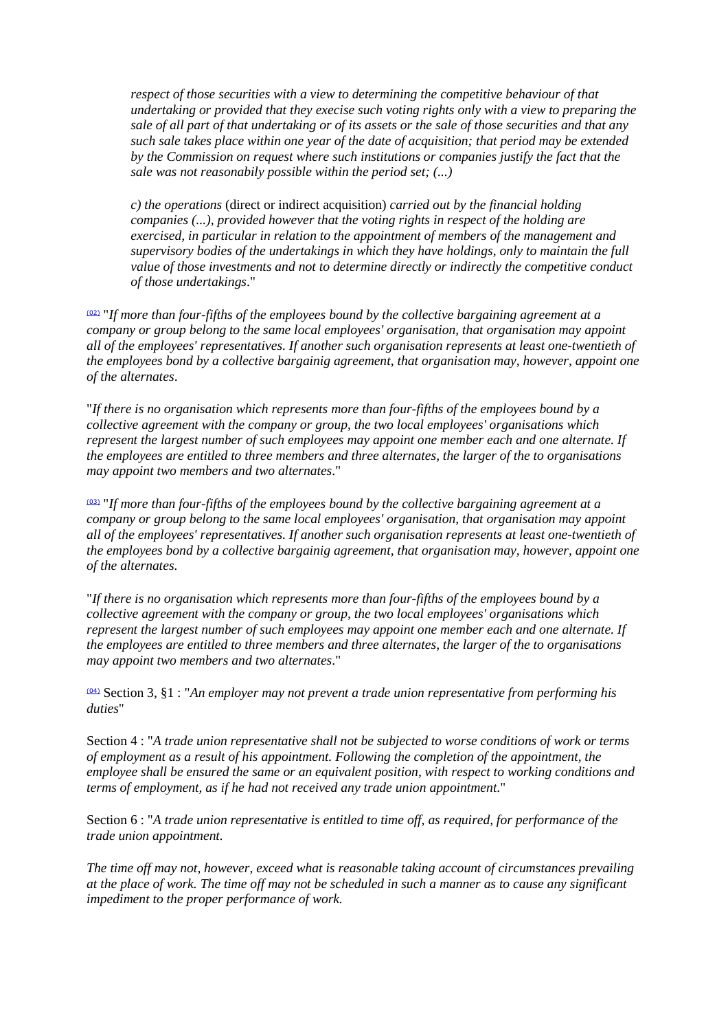*respect of those securities with a view to determining the competitive behaviour of that undertaking or provided that they execise such voting rights only with a view to preparing the sale of all part of that undertaking or of its assets or the sale of those securities and that any such sale takes place within one year of the date of acquisition; that period may be extended by the Commission on request where such institutions or companies justify the fact that the sale was not reasonabily possible within the period set; (...)*

*c) the operations* (direct or indirect acquisition) *carried out by the financial holding companies (...), provided however that the voting rights in respect of the holding are exercised, in particular in relation to the appointment of members of the management and supervisory bodies of the undertakings in which they have holdings, only to maintain the full value of those investments and not to determine directly or indirectly the competitive conduct of those undertakings*."

(02) "*If more than four-fifths of the employees bound by the collective bargaining agreement at a company or group belong to the same local employees' organisation, that organisation may appoint all of the employees' representatives. If another such organisation represents at least one-twentieth of the employees bond by a collective bargainig agreement, that organisation may, however, appoint one of the alternates*.

"*If there is no organisation which represents more than four-fifths of the employees bound by a collective agreement with the company or group, the two local employees' organisations which represent the largest number of such employees may appoint one member each and one alternate. If the employees are entitled to three members and three alternates, the larger of the to organisations may appoint two members and two alternates*."

(03) "*If more than four-fifths of the employees bound by the collective bargaining agreement at a company or group belong to the same local employees' organisation, that organisation may appoint all of the employees' representatives. If another such organisation represents at least one-twentieth of the employees bond by a collective bargainig agreement, that organisation may, however, appoint one of the alternates.*

"*If there is no organisation which represents more than four-fifths of the employees bound by a collective agreement with the company or group, the two local employees' organisations which represent the largest number of such employees may appoint one member each and one alternate. If the employees are entitled to three members and three alternates, the larger of the to organisations may appoint two members and two alternates*."

(04) Section 3, §1 : "*An employer may not prevent a trade union representative from performing his duties*"

Section 4 : "*A trade union representative shall not be subjected to worse conditions of work or terms of employment as a result of his appointment. Following the completion of the appointment, the employee shall be ensured the same or an equivalent position, with respect to working conditions and terms of employment, as if he had not received any trade union appointment.*"

Section 6 : "*A trade union representative is entitled to time off, as required, for performance of the trade union appointment.*

*The time off may not, however, exceed what is reasonable taking account of circumstances prevailing at the place of work. The time off may not be scheduled in such a manner as to cause any significant impediment to the proper performance of work.*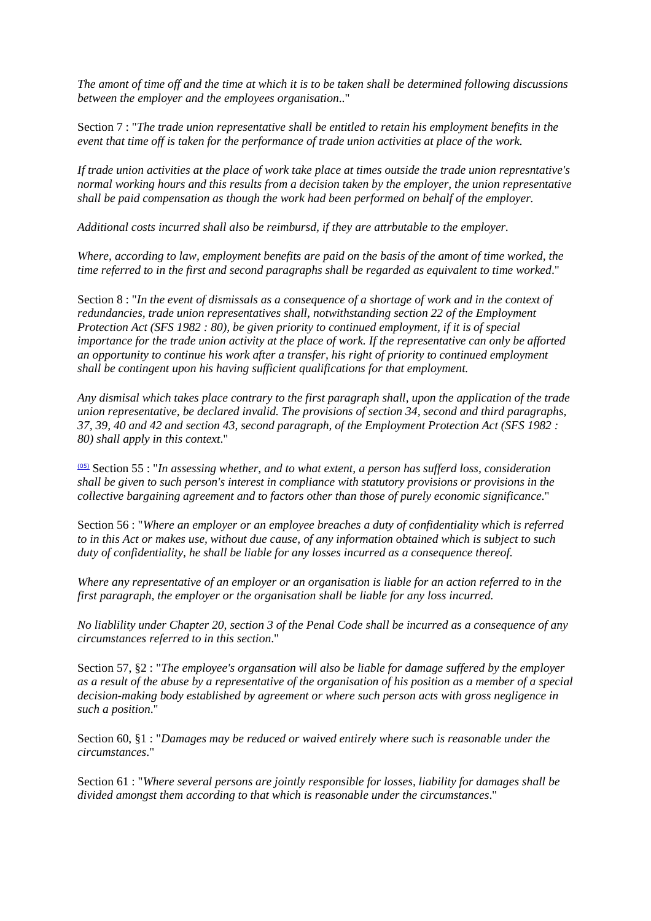*The amont of time off and the time at which it is to be taken shall be determined following discussions between the employer and the employees organisation..*"

Section 7 : "*The trade union representative shall be entitled to retain his employment benefits in the event that time off is taken for the performance of trade union activities at place of the work.*

*If trade union activities at the place of work take place at times outside the trade union represntative's normal working hours and this results from a decision taken by the employer, the union representative shall be paid compensation as though the work had been performed on behalf of the employer.*

*Additional costs incurred shall also be reimbursd, if they are attrbutable to the employer.*

*Where, according to law, employment benefits are paid on the basis of the amont of time worked, the time referred to in the first and second paragraphs shall be regarded as equivalent to time worked*."

Section 8 : "*In the event of dismissals as a consequence of a shortage of work and in the context of redundancies, trade union representatives shall, notwithstanding section 22 of the Employment Protection Act (SFS 1982 : 80), be given priority to continued employment, if it is of special importance for the trade union activity at the place of work. If the representative can only be afforted an opportunity to continue his work after a transfer, his right of priority to continued employment shall be contingent upon his having sufficient qualifications for that employment.*

*Any dismisal which takes place contrary to the first paragraph shall, upon the application of the trade union representative, be declared invalid. The provisions of section 34, second and third paragraphs, 37, 39, 40 and 42 and section 43, second paragraph, of the Employment Protection Act (SFS 1982 : 80) shall apply in this context*."

[(05)] Section 55 : "*In assessing whether, and to what extent, a person has sufferd loss, consideration shall be given to such person's interest in compliance with statutory provisions or provisions in the collective bargaining agreement and to factors other than those of purely economic significance*."

Section 56 : "*Where an employer or an employee breaches a duty of confidentiality which is referred to in this Act or makes use, without due cause, of any information obtained which is subject to such duty of confidentiality, he shall be liable for any losses incurred as a consequence thereof.*

*Where any representative of an employer or an organisation is liable for an action referred to in the first paragraph, the employer or the organisation shall be liable for any loss incurred.*

*No liablility under Chapter 20, section 3 of the Penal Code shall be incurred as a consequence of any circumstances referred to in this section*."

Section 57, §2 : "*The employee's organsation will also be liable for damage suffered by the employer as a result of the abuse by a representative of the organisation of his position as a member of a special decision-making body established by agreement or where such person acts with gross negligence in such a position*."

Section 60, §1 : "*Damages may be reduced or waived entirely where such is reasonable under the circumstances*."

Section 61 : "*Where several persons are jointly responsible for losses, liability for damages shall be divided amongst them according to that which is reasonable under the circumstances*."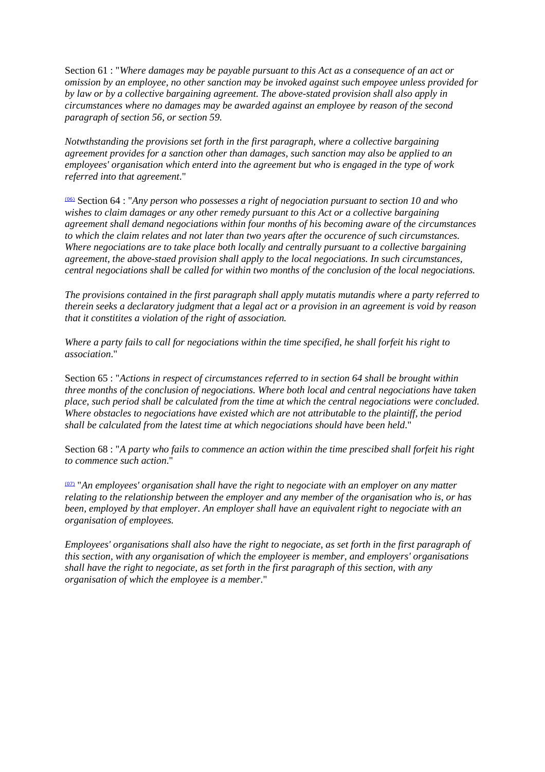Section 61 : "*Where damages may be payable pursuant to this Act as a consequence of an act or omission by an employee, no other sanction may be invoked against such empoyee unless provided for by law or by a collective bargaining agreement. The above-stated provision shall also apply in circumstances where no damages may be awarded against an employee by reason of the second paragraph of section 56, or section 59.*

*Notwthstanding the provisions set forth in the first paragraph, where a collective bargaining agreement provides for a sanction other than damages, such sanction may also be applied to an employees' organisation which enterd into the agreement but who is engaged in the type of work referred into that agreement.*"

(06) Section 64 : "*Any person who possesses a right of negociation pursuant to section 10 and who wishes to claim damages or any other remedy pursuant to this Act or a collective bargaining agreement shall demand negociations within four months of his becoming aware of the circumstances to which the claim relates and not later than two years after the occurence of such circumstances. Where negociations are to take place both locally and centrally pursuant to a collective bargaining agreement, the above-staed provision shall apply to the local negociations. In such circumstances, central negociations shall be called for within two months of the conclusion of the local negociations.*

*The provisions contained in the first paragraph shall apply mutatis mutandis where a party referred to therein seeks a declaratory judgment that a legal act or a provision in an agreement is void by reason that it constitites a violation of the right of association.*

*Where a party fails to call for negociations within the time specified, he shall forfeit his right to association.*"

Section 65 : "*Actions in respect of circumstances referred to in section 64 shall be brought within three months of the conclusion of negociations. Where both local and central negociations have taken place, such period shall be calculated from the time at which the central negociations were concluded. Where obstacles to negociations have existed which are not attributable to the plaintiff, the period shall be calculated from the latest time at which negociations should have been held.*"

Section 68 : "*A party who fails to commence an action within the time prescibed shall forfeit his right to commence such action.*"

(07) "*An employees' organisation shall have the right to negociate with an employer on any matter relating to the relationship between the employer and any member of the organisation who is, or has been, employed by that employer. An employer shall have an equivalent right to negociate with an organisation of employees.*

*Employees' organisations shall also have the right to negociate, as set forth in the first paragraph of this section, with any organisation of which the employeer is member, and employers' organisations shall have the right to negociate, as set forth in the first paragraph of this section, with any organisation of which the employee is a member.*"